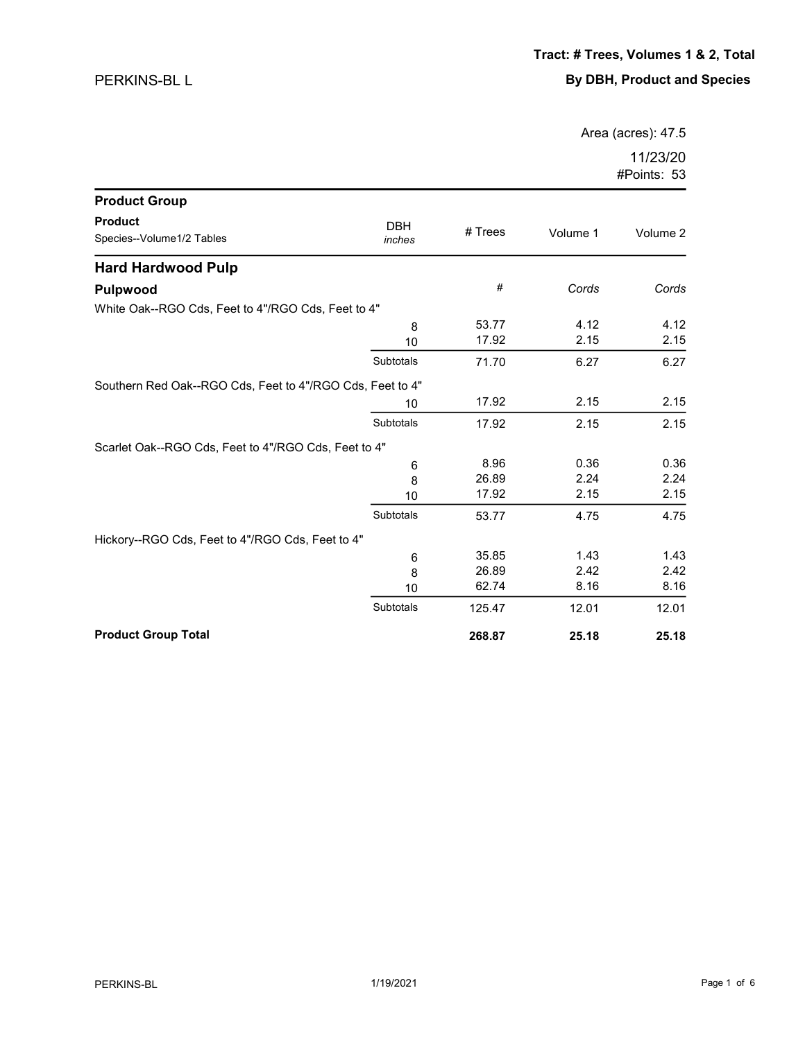PERKINS-BL L

**Tract: # Trees, Volumes 1 & 2, Total**

**By DBH, Product and Species**

Area (acres): 47.5

11/23/20

#Points: 53

| Product Group<br>Product<br>Species--Volume1/2 Tables | DBH *inches* | # Trees | Volume 1 | Volume 2 |
|---|---|---|---|---|
| **Hard Hardwood Pulp** | | | | |
| **Pulpwood** | | # | *Cords* | *Cords* |
| White Oak--RGO Cds, Feet to 4"/RGO Cds, Feet to 4" | | | | |
| | 8 | 53.77 | 4.12 | 4.12 |
| | 10 | 17.92 | 2.15 | 2.15 |
| | Subtotals | 71.70 | 6.27 | 6.27 |
| Southern Red Oak--RGO Cds, Feet to 4"/RGO Cds, Feet to 4" | | | | |
| | 10 | 17.92 | 2.15 | 2.15 |
| | Subtotals | 17.92 | 2.15 | 2.15 |
| Scarlet Oak--RGO Cds, Feet to 4"/RGO Cds, Feet to 4" | | | | |
| | 6 | 8.96 | 0.36 | 0.36 |
| | 8 | 26.89 | 2.24 | 2.24 |
| | 10 | 17.92 | 2.15 | 2.15 |
| | Subtotals | 53.77 | 4.75 | 4.75 |
| Hickory--RGO Cds, Feet to 4"/RGO Cds, Feet to 4" | | | | |
| | 6 | 35.85 | 1.43 | 1.43 |
| | 8 | 26.89 | 2.42 | 2.42 |
| | 10 | 62.74 | 8.16 | 8.16 |
| | Subtotals | 125.47 | 12.01 | 12.01 |
| **Product Group Total** | | **268.87** | **25.18** | **25.18** |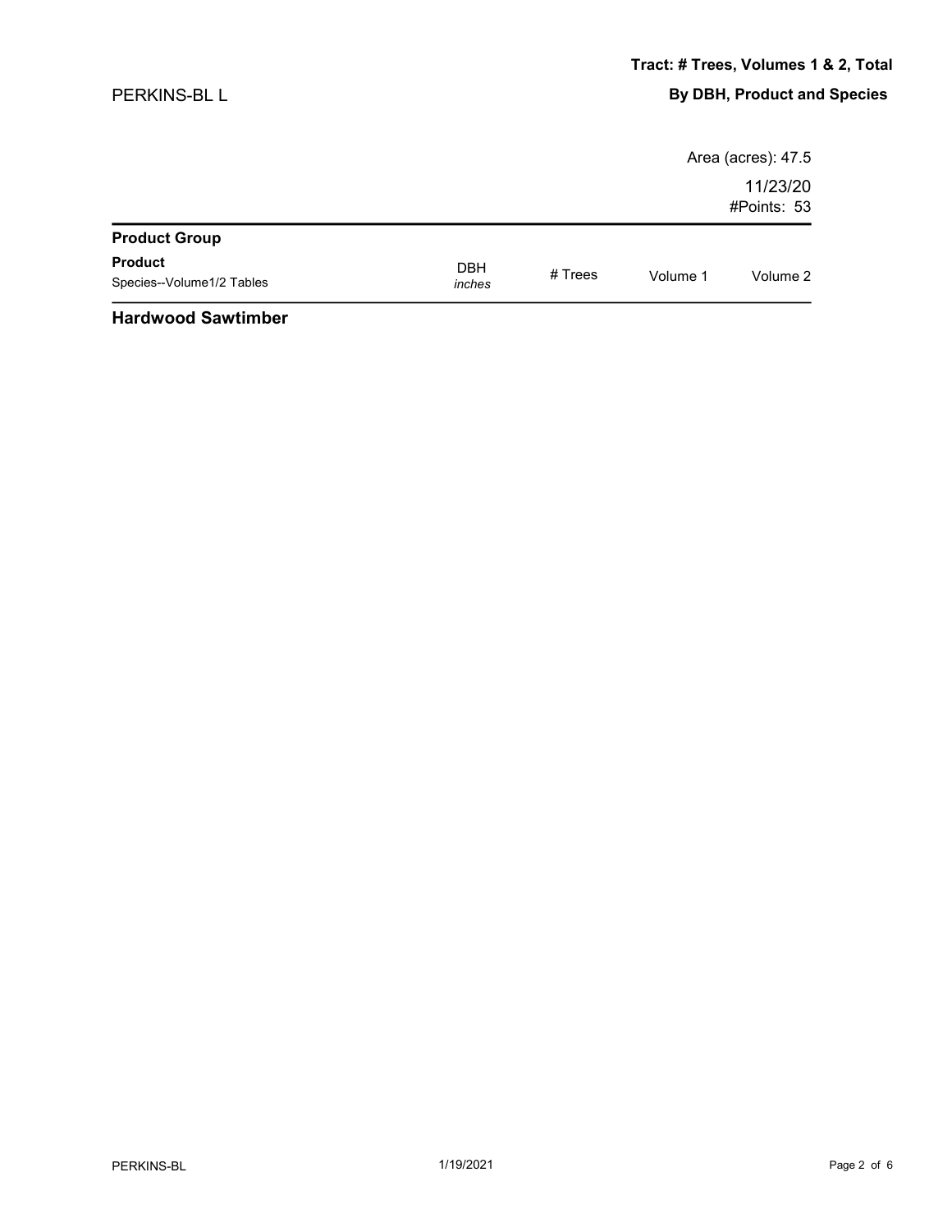## Tract: # Trees, Volumes 1 & 2, Total

### By DBH, Product and Species

PERKINS-BL L

Area (acres): 47.5

11/23/20

#Points: 53

| **Product Group** | | | | |
|---|---|---|---|---|
| **Product**<br>Species--Volume1/2 Tables | DBH<br>*inches* | # Trees | Volume 1 | Volume 2 |

### Hardwood Sawtimber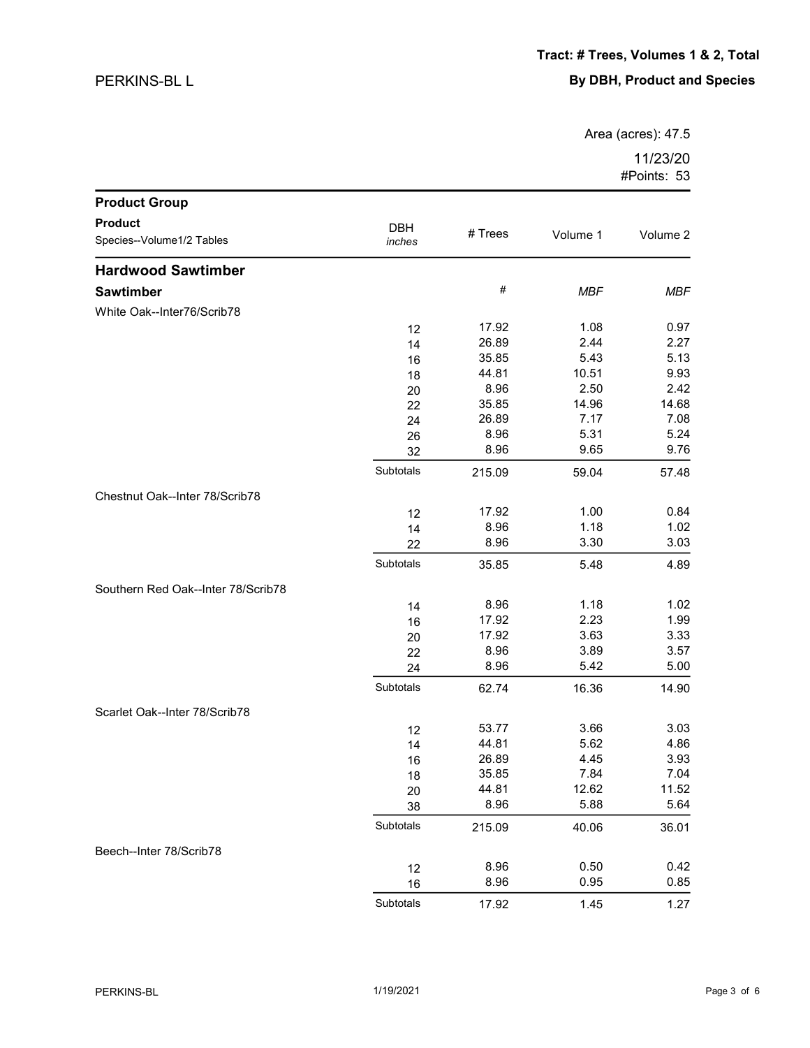PERKINS-BL L

**Tract: # Trees, Volumes 1 & 2, Total**

**By DBH, Product and Species**

Area (acres): 47.5

11/23/20

#Points: 53

| Product Group<br>Product<br>Species--Volume1/2 Tables | DBH *inches* | # Trees | Volume 1 | Volume 2 |
|---|---|---|---|---|
| **Hardwood Sawtimber** | | | | |
| **Sawtimber** | | # | *MBF* | *MBF* |
| White Oak--Inter76/Scrib78 | | | | |
| | 12 | 17.92 | 1.08 | 0.97 |
| | 14 | 26.89 | 2.44 | 2.27 |
| | 16 | 35.85 | 5.43 | 5.13 |
| | 18 | 44.81 | 10.51 | 9.93 |
| | 20 | 8.96 | 2.50 | 2.42 |
| | 22 | 35.85 | 14.96 | 14.68 |
| | 24 | 26.89 | 7.17 | 7.08 |
| | 26 | 8.96 | 5.31 | 5.24 |
| | 32 | 8.96 | 9.65 | 9.76 |
| | Subtotals | 215.09 | 59.04 | 57.48 |
| Chestnut Oak--Inter 78/Scrib78 | | | | |
| | 12 | 17.92 | 1.00 | 0.84 |
| | 14 | 8.96 | 1.18 | 1.02 |
| | 22 | 8.96 | 3.30 | 3.03 |
| | Subtotals | 35.85 | 5.48 | 4.89 |
| Southern Red Oak--Inter 78/Scrib78 | | | | |
| | 14 | 8.96 | 1.18 | 1.02 |
| | 16 | 17.92 | 2.23 | 1.99 |
| | 20 | 17.92 | 3.63 | 3.33 |
| | 22 | 8.96 | 3.89 | 3.57 |
| | 24 | 8.96 | 5.42 | 5.00 |
| | Subtotals | 62.74 | 16.36 | 14.90 |
| Scarlet Oak--Inter 78/Scrib78 | | | | |
| | 12 | 53.77 | 3.66 | 3.03 |
| | 14 | 44.81 | 5.62 | 4.86 |
| | 16 | 26.89 | 4.45 | 3.93 |
| | 18 | 35.85 | 7.84 | 7.04 |
| | 20 | 44.81 | 12.62 | 11.52 |
| | 38 | 8.96 | 5.88 | 5.64 |
| | Subtotals | 215.09 | 40.06 | 36.01 |
| Beech--Inter 78/Scrib78 | | | | |
| | 12 | 8.96 | 0.50 | 0.42 |
| | 16 | 8.96 | 0.95 | 0.85 |
| | Subtotals | 17.92 | 1.45 | 1.27 |

1/19/2021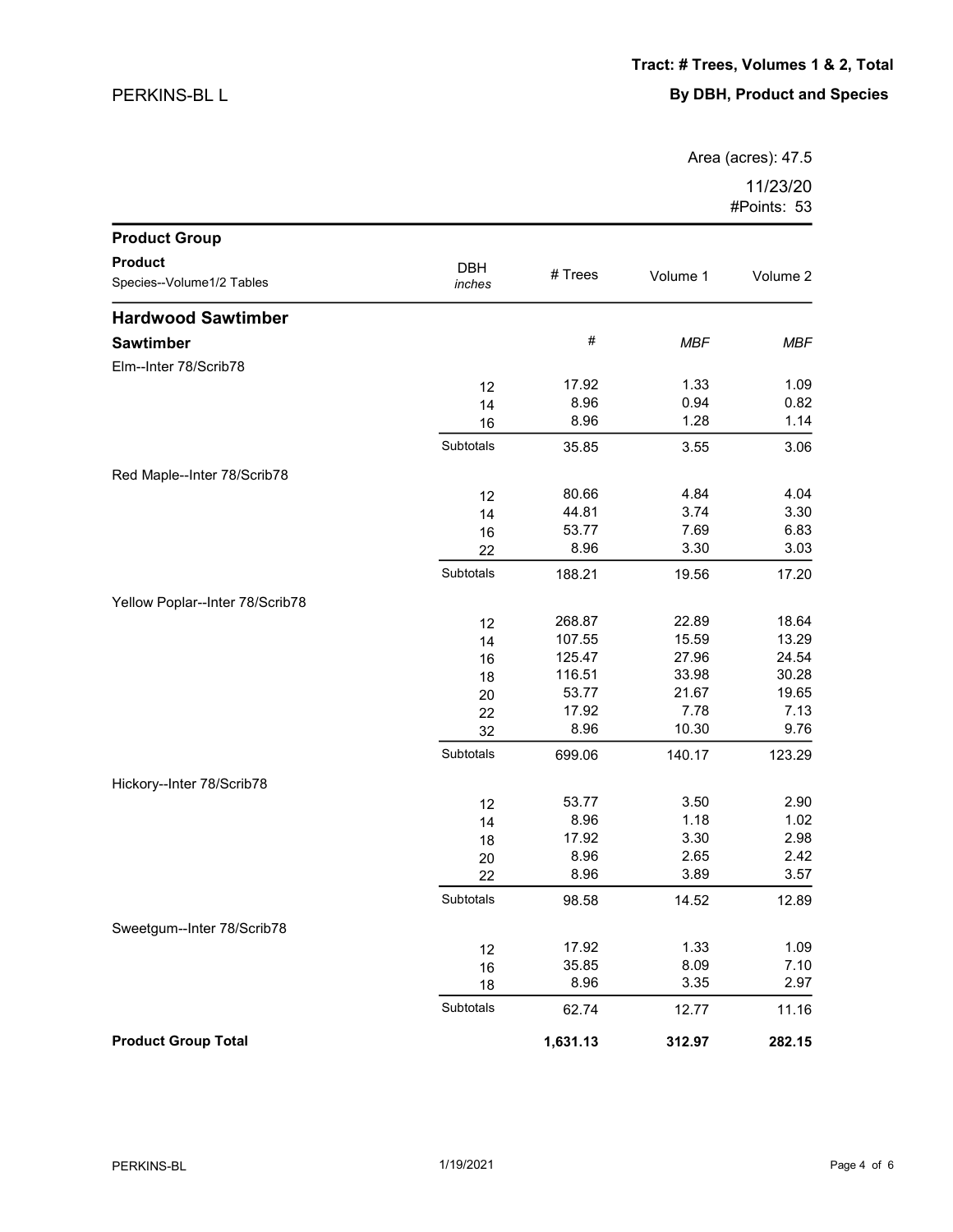PERKINS-BL L

**Tract: # Trees, Volumes 1 & 2, Total**

**By DBH, Product and Species**

Area (acres): 47.5

11/23/20

#Points: 53

| Product Group<br>Product<br>Species--Volume1/2 Tables | DBH *inches* | # Trees | Volume 1 | Volume 2 |
|---|---|---|---|---|
| **Hardwood Sawtimber** | | | | |
| **Sawtimber** | | # | *MBF* | *MBF* |
| Elm--Inter 78/Scrib78 | | | | |
| | 12 | 17.92 | 1.33 | 1.09 |
| | 14 | 8.96 | 0.94 | 0.82 |
| | 16 | 8.96 | 1.28 | 1.14 |
| | Subtotals | 35.85 | 3.55 | 3.06 |
| Red Maple--Inter 78/Scrib78 | | | | |
| | 12 | 80.66 | 4.84 | 4.04 |
| | 14 | 44.81 | 3.74 | 3.30 |
| | 16 | 53.77 | 7.69 | 6.83 |
| | 22 | 8.96 | 3.30 | 3.03 |
| | Subtotals | 188.21 | 19.56 | 17.20 |
| Yellow Poplar--Inter 78/Scrib78 | | | | |
| | 12 | 268.87 | 22.89 | 18.64 |
| | 14 | 107.55 | 15.59 | 13.29 |
| | 16 | 125.47 | 27.96 | 24.54 |
| | 18 | 116.51 | 33.98 | 30.28 |
| | 20 | 53.77 | 21.67 | 19.65 |
| | 22 | 17.92 | 7.78 | 7.13 |
| | 32 | 8.96 | 10.30 | 9.76 |
| | Subtotals | 699.06 | 140.17 | 123.29 |
| Hickory--Inter 78/Scrib78 | | | | |
| | 12 | 53.77 | 3.50 | 2.90 |
| | 14 | 8.96 | 1.18 | 1.02 |
| | 18 | 17.92 | 3.30 | 2.98 |
| | 20 | 8.96 | 2.65 | 2.42 |
| | 22 | 8.96 | 3.89 | 3.57 |
| | Subtotals | 98.58 | 14.52 | 12.89 |
| Sweetgum--Inter 78/Scrib78 | | | | |
| | 12 | 17.92 | 1.33 | 1.09 |
| | 16 | 35.85 | 8.09 | 7.10 |
| | 18 | 8.96 | 3.35 | 2.97 |
| | Subtotals | 62.74 | 12.77 | 11.16 |
| **Product Group Total** | | **1,631.13** | **312.97** | **282.15** |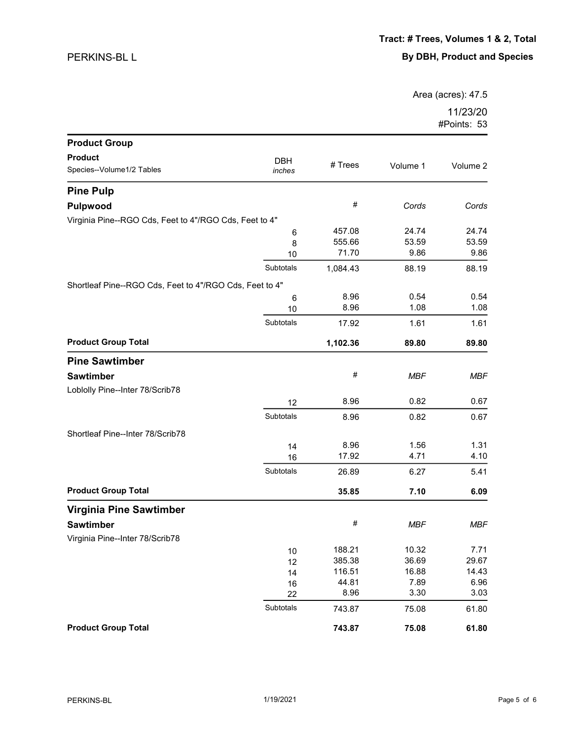PERKINS-BL L

**Tract: # Trees, Volumes 1 & 2, Total**

**By DBH, Product and Species**

Area (acres): 47.5

11/23/20

#Points: 53

| Product Group / Product / Species--Volume1/2 Tables | DBH *inches* | # Trees | Volume 1 | Volume 2 |
|---|---|---|---|---|
| **Pine Pulp** | | | | |
| **Pulpwood** | | # | *Cords* | *Cords* |
| Virginia Pine--RGO Cds, Feet to 4"/RGO Cds, Feet to 4" | | | | |
| | 6 | 457.08 | 24.74 | 24.74 |
| | 8 | 555.66 | 53.59 | 53.59 |
| | 10 | 71.70 | 9.86 | 9.86 |
| | Subtotals | 1,084.43 | 88.19 | 88.19 |
| Shortleaf Pine--RGO Cds, Feet to 4"/RGO Cds, Feet to 4" | | | | |
| | 6 | 8.96 | 0.54 | 0.54 |
| | 10 | 8.96 | 1.08 | 1.08 |
| | Subtotals | 17.92 | 1.61 | 1.61 |
| **Product Group Total** | | **1,102.36** | **89.80** | **89.80** |
| **Pine Sawtimber** | | | | |
| **Sawtimber** | | # | *MBF* | *MBF* |
| Loblolly Pine--Inter 78/Scrib78 | | | | |
| | 12 | 8.96 | 0.82 | 0.67 |
| | Subtotals | 8.96 | 0.82 | 0.67 |
| Shortleaf Pine--Inter 78/Scrib78 | | | | |
| | 14 | 8.96 | 1.56 | 1.31 |
| | 16 | 17.92 | 4.71 | 4.10 |
| | Subtotals | 26.89 | 6.27 | 5.41 |
| **Product Group Total** | | **35.85** | **7.10** | **6.09** |
| **Virginia Pine Sawtimber** | | | | |
| **Sawtimber** | | # | *MBF* | *MBF* |
| Virginia Pine--Inter 78/Scrib78 | | | | |
| | 10 | 188.21 | 10.32 | 7.71 |
| | 12 | 385.38 | 36.69 | 29.67 |
| | 14 | 116.51 | 16.88 | 14.43 |
| | 16 | 44.81 | 7.89 | 6.96 |
| | 22 | 8.96 | 3.30 | 3.03 |
| | Subtotals | 743.87 | 75.08 | 61.80 |
| **Product Group Total** | | **743.87** | **75.08** | **61.80** |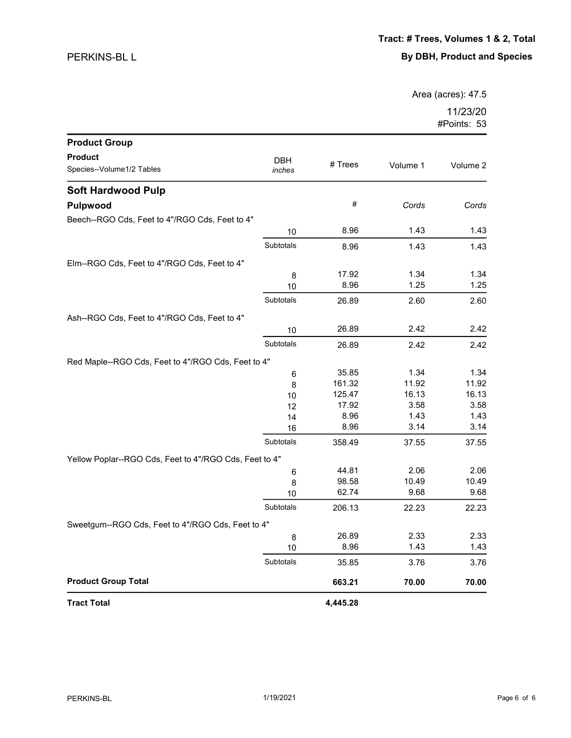## Tract: # Trees, Volumes 1 & 2, Total

### By DBH, Product and Species

PERKINS-BL L

Area (acres): 47.5

11/23/20

#Points: 53

| Product Group<br>Product<br>Species--Volume1/2 Tables | DBH<br>*inches* | # Trees | Volume 1 | Volume 2 |
|---|---|---|---|---|
| **Soft Hardwood Pulp** | | | | |
| **Pulpwood** | | # | *Cords* | *Cords* |
| Beech--RGO Cds, Feet to 4"/RGO Cds, Feet to 4" | | | | |
| | 10 | 8.96 | 1.43 | 1.43 |
| | Subtotals | 8.96 | 1.43 | 1.43 |
| Elm--RGO Cds, Feet to 4"/RGO Cds, Feet to 4" | | | | |
| | 8 | 17.92 | 1.34 | 1.34 |
| | 10 | 8.96 | 1.25 | 1.25 |
| | Subtotals | 26.89 | 2.60 | 2.60 |
| Ash--RGO Cds, Feet to 4"/RGO Cds, Feet to 4" | | | | |
| | 10 | 26.89 | 2.42 | 2.42 |
| | Subtotals | 26.89 | 2.42 | 2.42 |
| Red Maple--RGO Cds, Feet to 4"/RGO Cds, Feet to 4" | | | | |
| | 6 | 35.85 | 1.34 | 1.34 |
| | 8 | 161.32 | 11.92 | 11.92 |
| | 10 | 125.47 | 16.13 | 16.13 |
| | 12 | 17.92 | 3.58 | 3.58 |
| | 14 | 8.96 | 1.43 | 1.43 |
| | 16 | 8.96 | 3.14 | 3.14 |
| | Subtotals | 358.49 | 37.55 | 37.55 |
| Yellow Poplar--RGO Cds, Feet to 4"/RGO Cds, Feet to 4" | | | | |
| | 6 | 44.81 | 2.06 | 2.06 |
| | 8 | 98.58 | 10.49 | 10.49 |
| | 10 | 62.74 | 9.68 | 9.68 |
| | Subtotals | 206.13 | 22.23 | 22.23 |
| Sweetgum--RGO Cds, Feet to 4"/RGO Cds, Feet to 4" | | | | |
| | 8 | 26.89 | 2.33 | 2.33 |
| | 10 | 8.96 | 1.43 | 1.43 |
| | Subtotals | 35.85 | 3.76 | 3.76 |
| **Product Group Total** | | **663.21** | **70.00** | **70.00** |
| **Tract Total** | | **4,445.28** | | |

PERKINS-BL 1/19/2021